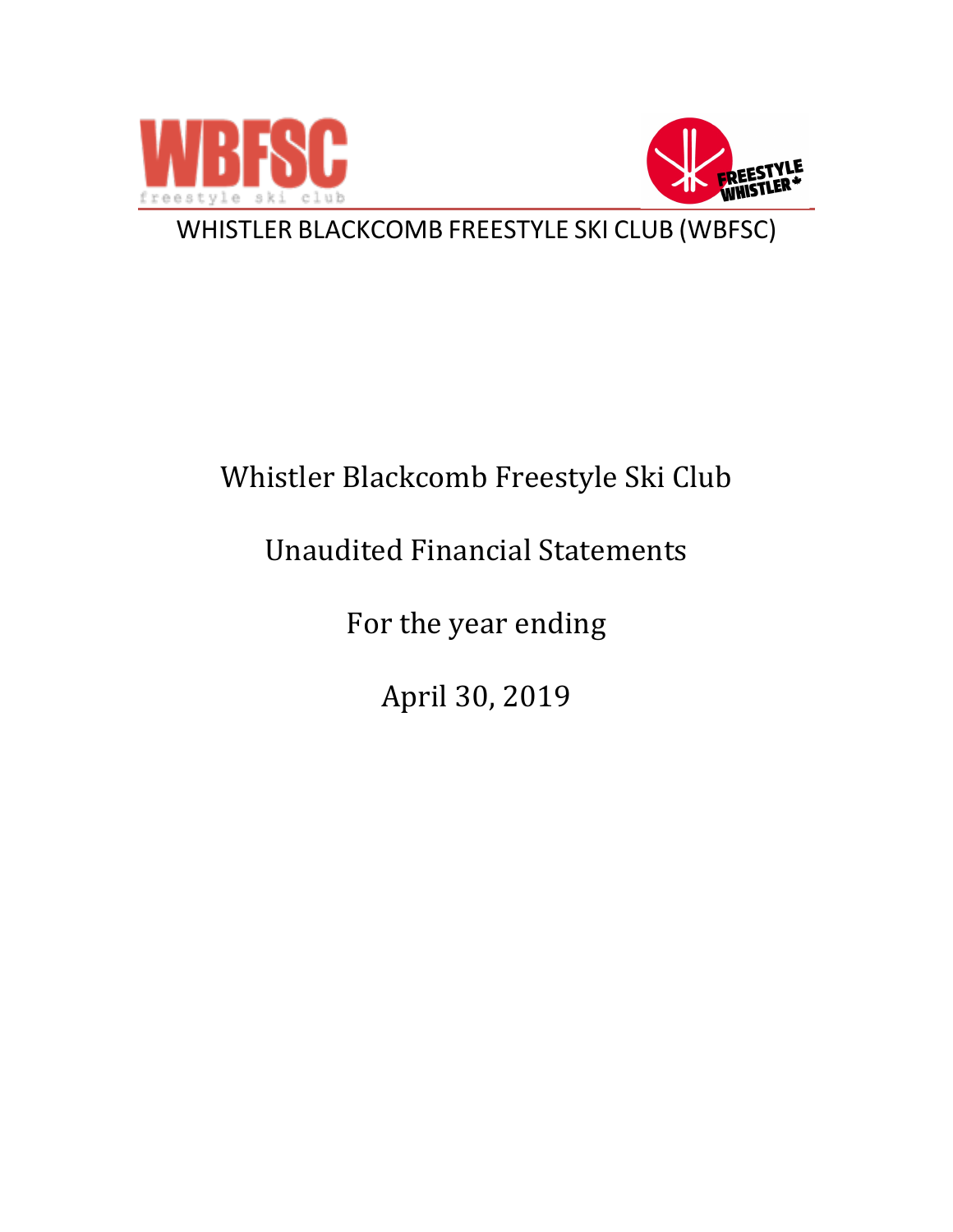WHISTLER BLACKCOMB FREESTYLE SKI CLUB (WBFSC)

# Whistler Blackcomb Freestyle Ski Club

## Unaudited Financial Statements

## For the year ending

## April 30, 2019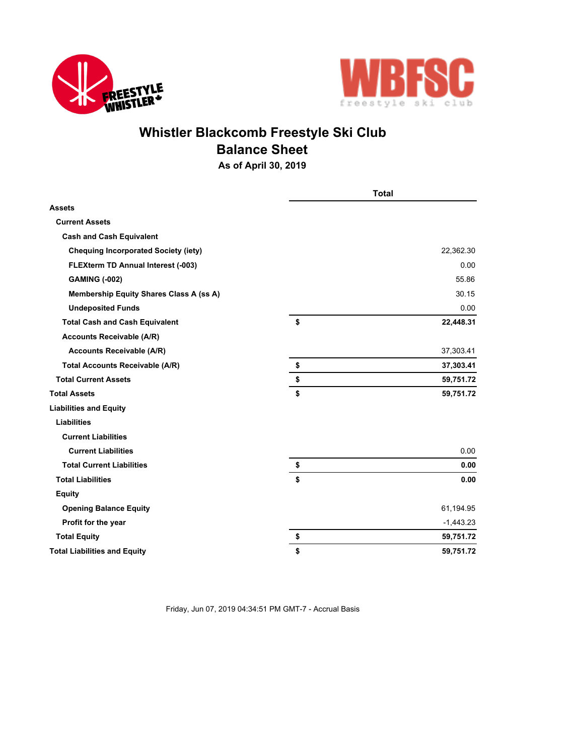# Whistler Blackcomb Freestyle Ski Club

## Balance Sheet

### As of April 30, 2019

| | | Total |
|---|---|---|
| **Assets** | | |
| **Current Assets** | | |
| **Cash and Cash Equivalent** | | |
| **Chequing Incorporated Society (iety)** | | 22,362.30 |
| **FLEXterm TD Annual Interest (-003)** | | 0.00 |
| **GAMING (-002)** | | 55.86 |
| **Membership Equity Shares Class A (ss A)** | | 30.15 |
| **Undeposited Funds** | | 0.00 |
| **Total Cash and Cash Equivalent** | **$** | **22,448.31** |
| **Accounts Receivable (A/R)** | | |
| **Accounts Receivable (A/R)** | | 37,303.41 |
| **Total Accounts Receivable (A/R)** | **$** | **37,303.41** |
| **Total Current Assets** | **$** | **59,751.72** |
| **Total Assets** | **$** | **59,751.72** |
| **Liabilities and Equity** | | |
| **Liabilities** | | |
| **Current Liabilities** | | |
| **Current Liabilities** | | 0.00 |
| **Total Current Liabilities** | **$** | **0.00** |
| **Total Liabilities** | **$** | **0.00** |
| **Equity** | | |
| **Opening Balance Equity** | | 61,194.95 |
| **Profit for the year** | | -1,443.23 |
| **Total Equity** | **$** | **59,751.72** |
| **Total Liabilities and Equity** | **$** | **59,751.72** |

Friday, Jun 07, 2019 04:34:51 PM GMT-7 - Accrual Basis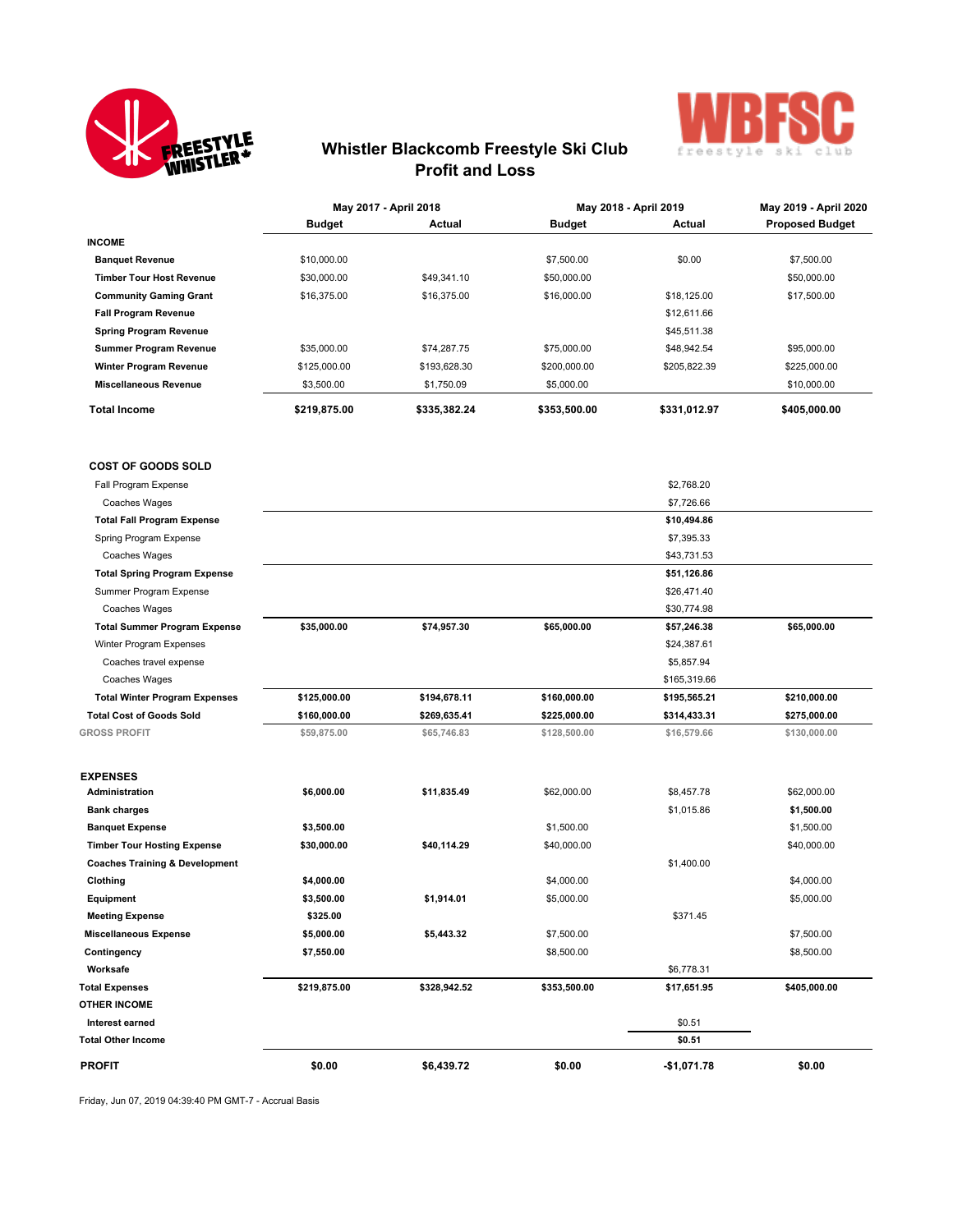# Whistler Blackcomb Freestyle Ski Club
## Profit and Loss

| | May 2017 - April 2018 | | May 2018 - April 2019 | | May 2019 - April 2020 |
|---|---|---|---|---|---|
| | **Budget** | **Actual** | **Budget** | **Actual** | **Proposed Budget** |
| **INCOME** | | | | | |
| **Banquet Revenue** | $10,000.00 | | $7,500.00 | $0.00 | $7,500.00 |
| **Timber Tour Host Revenue** | $30,000.00 | $49,341.10 | $50,000.00 | | $50,000.00 |
| **Community Gaming Grant** | $16,375.00 | $16,375.00 | $16,000.00 | $18,125.00 | $17,500.00 |
| **Fall Program Revenue** | | | | $12,611.66 | |
| **Spring Program Revenue** | | | | $45,511.38 | |
| **Summer Program Revenue** | $35,000.00 | $74,287.75 | $75,000.00 | $48,942.54 | $95,000.00 |
| **Winter Program Revenue** | $125,000.00 | $193,628.30 | $200,000.00 | $205,822.39 | $225,000.00 |
| **Miscellaneous Revenue** | $3,500.00 | $1,750.09 | $5,000.00 | | $10,000.00 |
| **Total Income** | **$219,875.00** | **$335,382.24** | **$353,500.00** | **$331,012.97** | **$405,000.00** |
| **COST OF GOODS SOLD** | | | | | |
| Fall Program Expense | | | | $2,768.20 | |
| Coaches Wages | | | | $7,726.66 | |
| **Total Fall Program Expense** | | | | **$10,494.86** | |
| Spring Program Expense | | | | $7,395.33 | |
| Coaches Wages | | | | $43,731.53 | |
| **Total Spring Program Expense** | | | | **$51,126.86** | |
| Summer Program Expense | | | | $26,471.40 | |
| Coaches Wages | | | | $30,774.98 | |
| **Total Summer Program Expense** | **$35,000.00** | **$74,957.30** | **$65,000.00** | **$57,246.38** | **$65,000.00** |
| Winter Program Expenses | | | | $24,387.61 | |
| Coaches travel expense | | | | $5,857.94 | |
| Coaches Wages | | | | $165,319.66 | |
| **Total Winter Program Expenses** | **$125,000.00** | **$194,678.11** | **$160,000.00** | **$195,565.21** | **$210,000.00** |
| **Total Cost of Goods Sold** | **$160,000.00** | **$269,635.41** | **$225,000.00** | **$314,433.31** | **$275,000.00** |
| **GROSS PROFIT** | **$59,875.00** | **$65,746.83** | **$128,500.00** | **$16,579.66** | **$130,000.00** |
| **EXPENSES** | | | | | |
| **Administration** | **$6,000.00** | **$11,835.49** | $62,000.00 | $8,457.78 | $62,000.00 |
| **Bank charges** | | | | $1,015.86 | **$1,500.00** |
| **Banquet Expense** | **$3,500.00** | | $1,500.00 | | $1,500.00 |
| **Timber Tour Hosting Expense** | **$30,000.00** | **$40,114.29** | $40,000.00 | | $40,000.00 |
| **Coaches Training & Development** | | | | $1,400.00 | |
| **Clothing** | **$4,000.00** | | $4,000.00 | | $4,000.00 |
| **Equipment** | **$3,500.00** | **$1,914.01** | $5,000.00 | | $5,000.00 |
| **Meeting Expense** | **$325.00** | | | $371.45 | |
| **Miscellaneous Expense** | **$5,000.00** | **$5,443.32** | $7,500.00 | | $7,500.00 |
| **Contingency** | **$7,550.00** | | $8,500.00 | | $8,500.00 |
| **Worksafe** | | | | $6,778.31 | |
| **Total Expenses** | **$219,875.00** | **$328,942.52** | **$353,500.00** | **$17,651.95** | **$405,000.00** |
| **OTHER INCOME** | | | | | |
| **Interest earned** | | | | $0.51 | |
| **Total Other Income** | | | | **$0.51** | |
| **PROFIT** | **$0.00** | **$6,439.72** | **$0.00** | **-$1,071.78** | **$0.00** |

Friday, Jun 07, 2019 04:39:40 PM GMT-7 - Accrual Basis